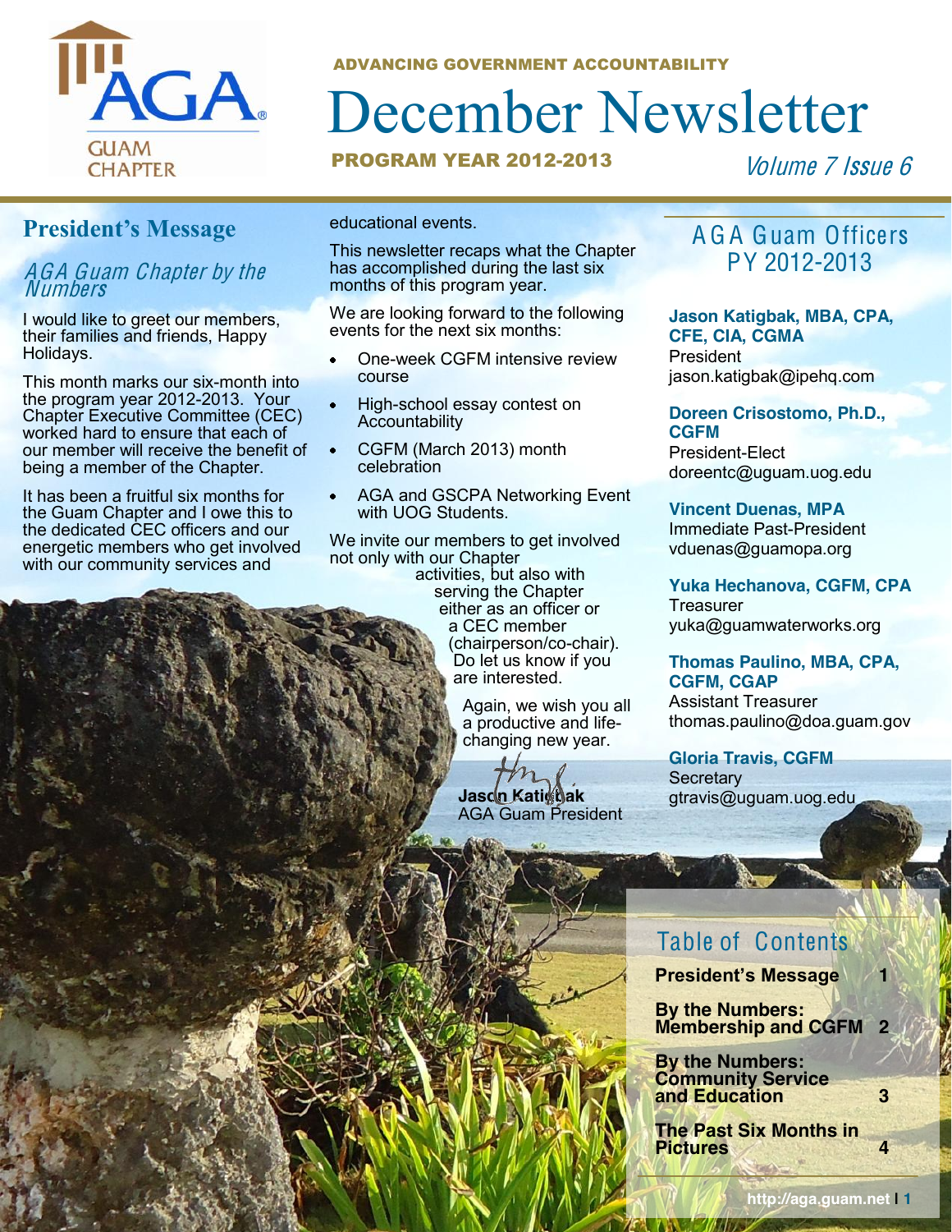ADVANCING GOVERNMENT ACCOUNTABILITY

# December Newsletter

PROGRAM YEAR 2012-2013

*Volume 7 Issue 6*

## President's Message

### *AGA Guam Chapter by the Numbers*

I would like to greet our members, their families and friends, Happy Holidays.

This month marks our six-month into the program year 2012-2013. Your Chapter Executive Committee (CEC) worked hard to ensure that each of our member will receive the benefit of being a member of the Chapter.

It has been a fruitful six months for the Guam Chapter and I owe this to the dedicated CEC officers and our energetic members who get involved with our community services and educational events.

This newsletter recaps what the Chapter has accomplished during the last six months of this program year.

We are looking forward to the following events for the next six months:

- One-week CGFM intensive review course
- High-school essay contest on Accountability
- CGFM (March 2013) month celebration
- AGA and GSCPA Networking Event with UOG Students.

We invite our members to get involved not only with our Chapter activities, but also with serving the Chapter either as an officer or a CEC member (chairperson/co-chair). Do let us know if you are interested.

Again, we wish you all a productive and life-changing new year.

**Jason Katigbak**
AGA Guam President

## AGA Guam Officers PY 2012-2013

**Jason Katigbak, MBA, CPA, CFE, CIA, CGMA**
President
jason.katigbak@ipehq.com

**Doreen Crisostomo, Ph.D., CGFM**
President-Elect
doreentc@uguam.uog.edu

**Vincent Duenas, MPA**
Immediate Past-President
vduenas@guamopa.org

**Yuka Hechanova, CGFM, CPA**
Treasurer
yuka@guamwaterworks.org

**Thomas Paulino, MBA, CPA, CGFM, CGAP**
Assistant Treasurer
thomas.paulino@doa.guam.gov

**Gloria Travis, CGFM**
Secretary
gtravis@uguam.uog.edu

## Table of Contents

| | |
|---|---|
| **President's Message** | **1** |
| **By the Numbers: Membership and CGFM** | **2** |
| **By the Numbers: Community Service and Education** | **3** |
| **The Past Six Months in Pictures** | **4** |

http://aga.guam.net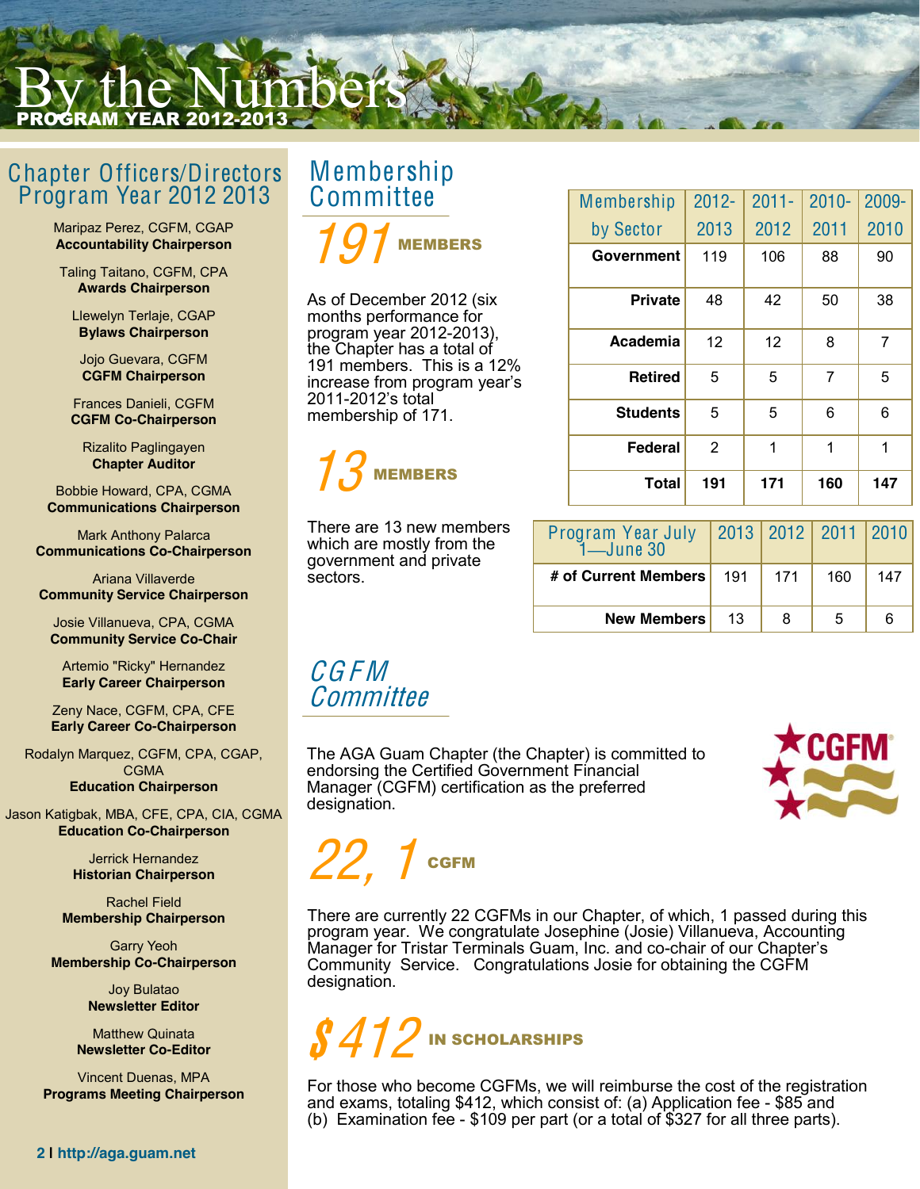# By the Numbers

**PROGRAM YEAR 2012-2013**

## Chapter Officers/Directors Program Year 2012 2013

Maripaz Perez, CGFM, CGAP
**Accountability Chairperson**

Taling Taitano, CGFM, CPA
**Awards Chairperson**

Llewelyn Terlaje, CGAP
**Bylaws Chairperson**

Jojo Guevara, CGFM
**CGFM Chairperson**

Frances Danieli, CGFM
**CGFM Co-Chairperson**

Rizalito Paglingayen
**Chapter Auditor**

Bobbie Howard, CPA, CGMA
**Communications Chairperson**

Mark Anthony Palarca
**Communications Co-Chairperson**

Ariana Villaverde
**Community Service Chairperson**

Josie Villanueva, CPA, CGMA
**Community Service Co-Chair**

Artemio "Ricky" Hernandez
**Early Career Chairperson**

Zeny Nace, CGFM, CPA, CFE
**Early Career Co-Chairperson**

Rodalyn Marquez, CGFM, CPA, CGAP, CGMA
**Education Chairperson**

Jason Katigbak, MBA, CFE, CPA, CIA, CGMA
**Education Co-Chairperson**

Jerrick Hernandez
**Historian Chairperson**

Rachel Field
**Membership Chairperson**

Garry Yeoh
**Membership Co-Chairperson**

Joy Bulatao
**Newsletter Editor**

Matthew Quinata
**Newsletter Co-Editor**

Vincent Duenas, MPA
**Programs Meeting Chairperson**

## Membership Committee

### 191 MEMBERS

As of December 2012 (six months performance for program year 2012-2013), the Chapter has a total of 191 members. This is a 12% increase from program year's 2011-2012's total membership of 171.

| Membership by Sector | 2012-2013 | 2011-2012 | 2010-2011 | 2009-2010 |
|---|---|---|---|---|
| **Government** | 119 | 106 | 88 | 90 |
| **Private** | 48 | 42 | 50 | 38 |
| **Academia** | 12 | 12 | 8 | 7 |
| **Retired** | 5 | 5 | 7 | 5 |
| **Students** | 5 | 5 | 6 | 6 |
| **Federal** | 2 | 1 | 1 | 1 |
| **Total** | **191** | **171** | **160** | **147** |

### 13 MEMBERS

There are 13 new members which are mostly from the government and private sectors.

| Program Year July 1—June 30 | 2013 | 2012 | 2011 | 2010 |
|---|---|---|---|---|
| **# of Current Members** | 191 | 171 | 160 | 147 |
| **New Members** | 13 | 8 | 5 | 6 |

## CGFM Committee

The AGA Guam Chapter (the Chapter) is committed to endorsing the Certified Government Financial Manager (CGFM) certification as the preferred designation.

### 22, 1 CGFM

There are currently 22 CGFMs in our Chapter, of which, 1 passed during this program year. We congratulate Josephine (Josie) Villanueva, Accounting Manager for Tristar Terminals Guam, Inc. and co-chair of our Chapter's Community Service. Congratulations Josie for obtaining the CGFM designation.

### $412 IN SCHOLARSHIPS

For those who become CGFMs, we will reimburse the cost of the registration and exams, totaling $412, which consist of: (a) Application fee - $85 and (b) Examination fee - $109 per part (or a total of $327 for all three parts).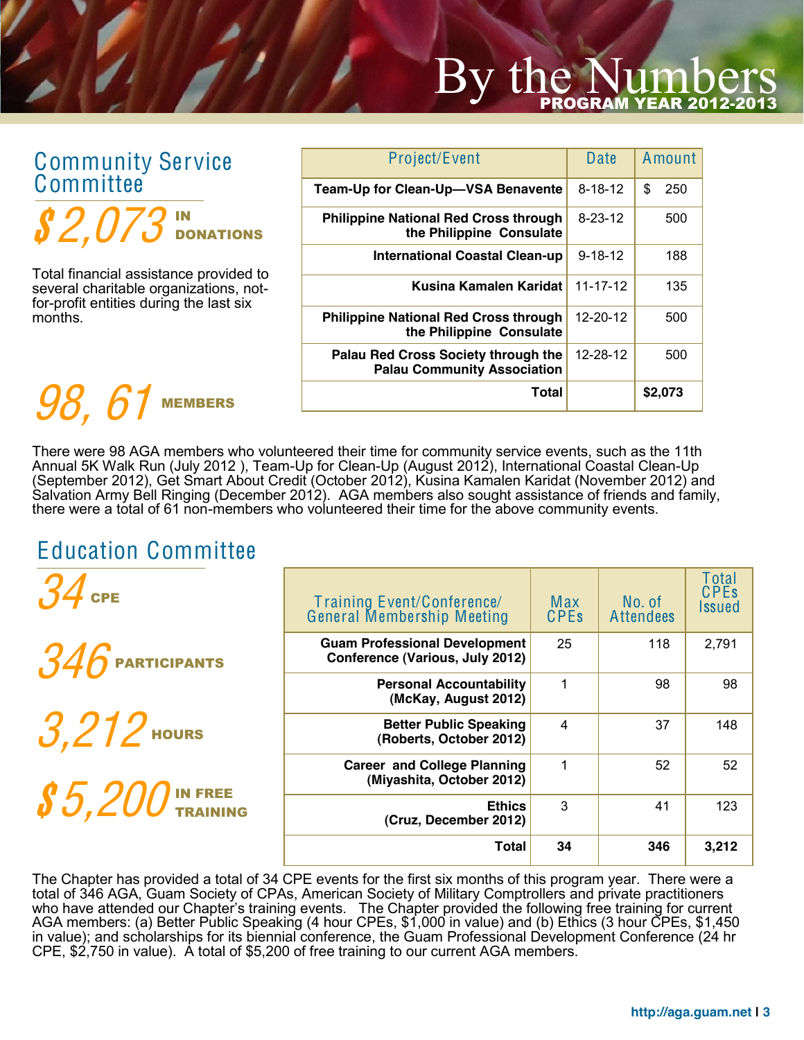# By the Numbers

**PROGRAM YEAR 2012-2013**

## Community Service Committee

**$2,073 IN DONATIONS**

Total financial assistance provided to several charitable organizations, not-for-profit entities during the last six months.

| Project/Event | Date | Amount |
|---|---|---|
| **Team-Up for Clean-Up—VSA Benavente** | 8-18-12 | $ 250 |
| **Philippine National Red Cross through the Philippine Consulate** | 8-23-12 | 500 |
| **International Coastal Clean-up** | 9-18-12 | 188 |
| **Kusina Kamalen Karidat** | 11-17-12 | 135 |
| **Philippine National Red Cross through the Philippine Consulate** | 12-20-12 | 500 |
| **Palau Red Cross Society through the Palau Community Association** | 12-28-12 | 500 |
| **Total** | | **$2,073** |

**98, 61 MEMBERS**

There were 98 AGA members who volunteered their time for community service events, such as the 11th Annual 5K Walk Run (July 2012 ), Team-Up for Clean-Up (August 2012), International Coastal Clean-Up (September 2012), Get Smart About Credit (October 2012), Kusina Kamalen Karidat (November 2012) and Salvation Army Bell Ringing (December 2012). AGA members also sought assistance of friends and family, there were a total of 61 non-members who volunteered their time for the above community events.

## Education Committee

**34 CPE**

**346 PARTICIPANTS**

**3,212 HOURS**

**$5,200 IN FREE TRAINING**

| Training Event/Conference/ General Membership Meeting | Max CPEs | No. of Attendees | Total CPEs Issued |
|---|---|---|---|
| **Guam Professional Development Conference (Various, July 2012)** | 25 | 118 | 2,791 |
| **Personal Accountability (McKay, August 2012)** | 1 | 98 | 98 |
| **Better Public Speaking (Roberts, October 2012)** | 4 | 37 | 148 |
| **Career and College Planning (Miyashita, October 2012)** | 1 | 52 | 52 |
| **Ethics (Cruz, December 2012)** | 3 | 41 | 123 |
| **Total** | **34** | **346** | **3,212** |

The Chapter has provided a total of 34 CPE events for the first six months of this program year. There were a total of 346 AGA, Guam Society of CPAs, American Society of Military Comptrollers and private practitioners who have attended our Chapter's training events. The Chapter provided the following free training for current AGA members: (a) Better Public Speaking (4 hour CPEs, $1,000 in value) and (b) Ethics (3 hour CPEs, $1,450 in value); and scholarships for its biennial conference, the Guam Professional Development Conference (24 hr CPE, $2,750 in value). A total of $5,200 of free training to our current AGA members.

http://aga.guam.net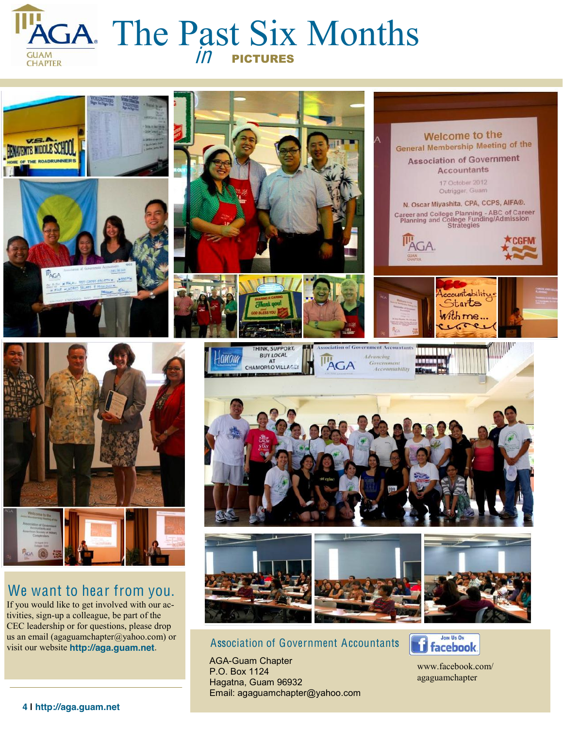# The Past Six Months *in* PICTURES

AGA GUAM CHAPTER

## We want to hear from you.

If you would like to get involved with our activities, sign-up a colleague, be part of the CEC leadership or for questions, please drop us an email (agaguamchapter@yahoo.com) or visit our website **http://aga.guam.net**.

## Association of Government Accountants

AGA-Guam Chapter
P.O. Box 1124
Hagatna, Guam 96932
Email: agaguamchapter@yahoo.com

Join Us On facebook

www.facebook.com/agaguamchapter